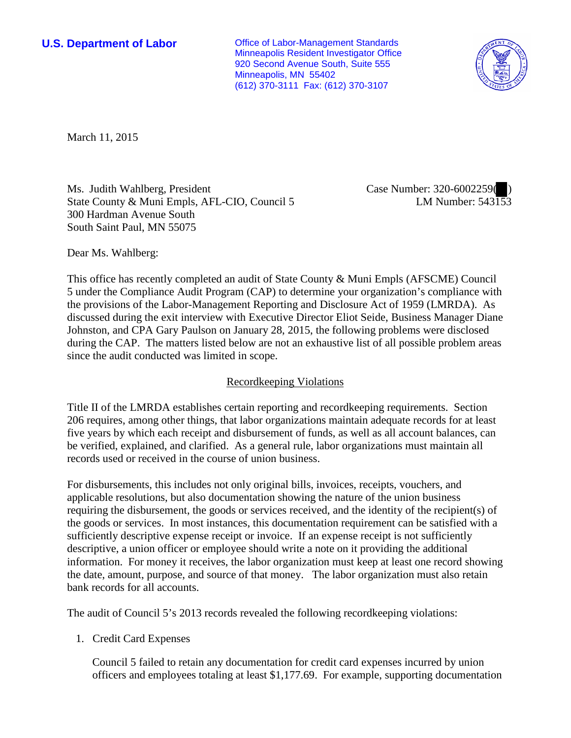**U.S. Department of Labor**

Office of Labor-Management Standards
Minneapolis Resident Investigator Office
920 Second Avenue South, Suite 555
Minneapolis, MN 55402
(612) 370-3111 Fax: (612) 370-3107

March 11, 2015

Ms. Judith Wahlberg, President
State County & Muni Empls, AFL-CIO, Council 5
300 Hardman Avenue South
South Saint Paul, MN 55075

Case Number: 320-6002259( )
LM Number: 543153

Dear Ms. Wahlberg:

This office has recently completed an audit of State County & Muni Empls (AFSCME) Council 5 under the Compliance Audit Program (CAP) to determine your organization's compliance with the provisions of the Labor-Management Reporting and Disclosure Act of 1959 (LMRDA). As discussed during the exit interview with Executive Director Eliot Seide, Business Manager Diane Johnston, and CPA Gary Paulson on January 28, 2015, the following problems were disclosed during the CAP. The matters listed below are not an exhaustive list of all possible problem areas since the audit conducted was limited in scope.

## Recordkeeping Violations

Title II of the LMRDA establishes certain reporting and recordkeeping requirements. Section 206 requires, among other things, that labor organizations maintain adequate records for at least five years by which each receipt and disbursement of funds, as well as all account balances, can be verified, explained, and clarified. As a general rule, labor organizations must maintain all records used or received in the course of union business.

For disbursements, this includes not only original bills, invoices, receipts, vouchers, and applicable resolutions, but also documentation showing the nature of the union business requiring the disbursement, the goods or services received, and the identity of the recipient(s) of the goods or services. In most instances, this documentation requirement can be satisfied with a sufficiently descriptive expense receipt or invoice. If an expense receipt is not sufficiently descriptive, a union officer or employee should write a note on it providing the additional information. For money it receives, the labor organization must keep at least one record showing the date, amount, purpose, and source of that money. The labor organization must also retain bank records for all accounts.

The audit of Council 5's 2013 records revealed the following recordkeeping violations:

1. Credit Card Expenses

   Council 5 failed to retain any documentation for credit card expenses incurred by union officers and employees totaling at least $1,177.69. For example, supporting documentation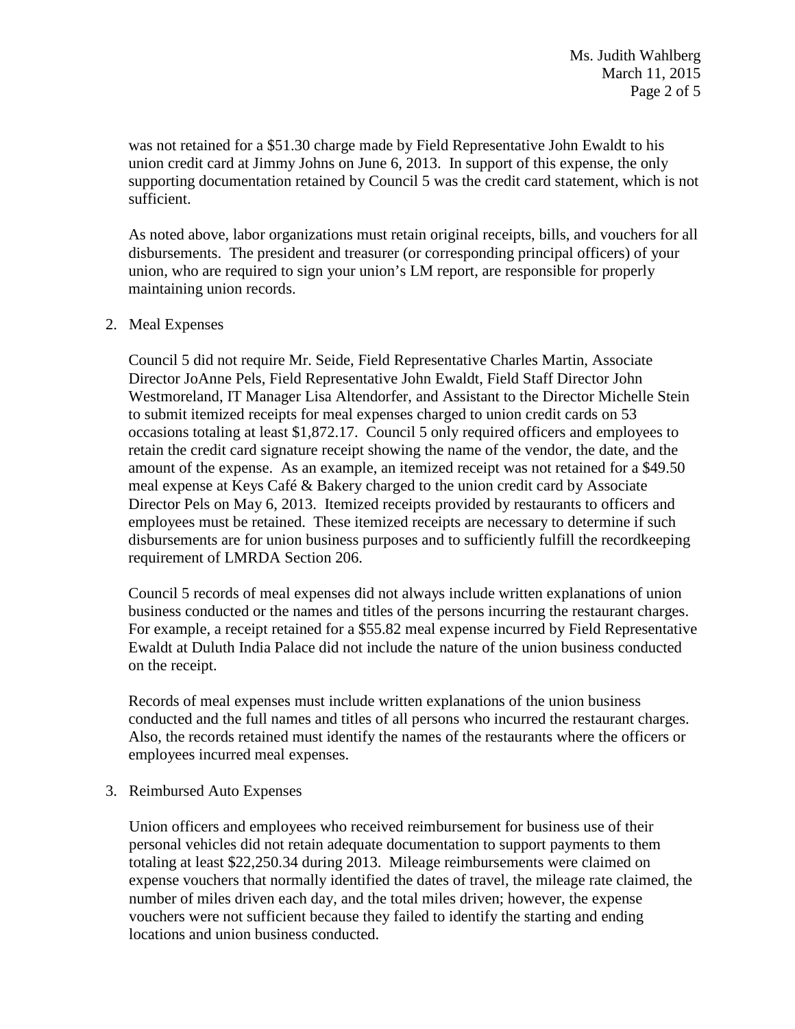was not retained for a $51.30 charge made by Field Representative John Ewaldt to his union credit card at Jimmy Johns on June 6, 2013. In support of this expense, the only supporting documentation retained by Council 5 was the credit card statement, which is not sufficient.

As noted above, labor organizations must retain original receipts, bills, and vouchers for all disbursements. The president and treasurer (or corresponding principal officers) of your union, who are required to sign your union's LM report, are responsible for properly maintaining union records.

2. Meal Expenses

   Council 5 did not require Mr. Seide, Field Representative Charles Martin, Associate Director JoAnne Pels, Field Representative John Ewaldt, Field Staff Director John Westmoreland, IT Manager Lisa Altendorfer, and Assistant to the Director Michelle Stein to submit itemized receipts for meal expenses charged to union credit cards on 53 occasions totaling at least $1,872.17. Council 5 only required officers and employees to retain the credit card signature receipt showing the name of the vendor, the date, and the amount of the expense. As an example, an itemized receipt was not retained for a $49.50 meal expense at Keys Café & Bakery charged to the union credit card by Associate Director Pels on May 6, 2013. Itemized receipts provided by restaurants to officers and employees must be retained. These itemized receipts are necessary to determine if such disbursements are for union business purposes and to sufficiently fulfill the recordkeeping requirement of LMRDA Section 206.

   Council 5 records of meal expenses did not always include written explanations of union business conducted or the names and titles of the persons incurring the restaurant charges. For example, a receipt retained for a $55.82 meal expense incurred by Field Representative Ewaldt at Duluth India Palace did not include the nature of the union business conducted on the receipt.

   Records of meal expenses must include written explanations of the union business conducted and the full names and titles of all persons who incurred the restaurant charges. Also, the records retained must identify the names of the restaurants where the officers or employees incurred meal expenses.

3. Reimbursed Auto Expenses

   Union officers and employees who received reimbursement for business use of their personal vehicles did not retain adequate documentation to support payments to them totaling at least $22,250.34 during 2013. Mileage reimbursements were claimed on expense vouchers that normally identified the dates of travel, the mileage rate claimed, the number of miles driven each day, and the total miles driven; however, the expense vouchers were not sufficient because they failed to identify the starting and ending locations and union business conducted.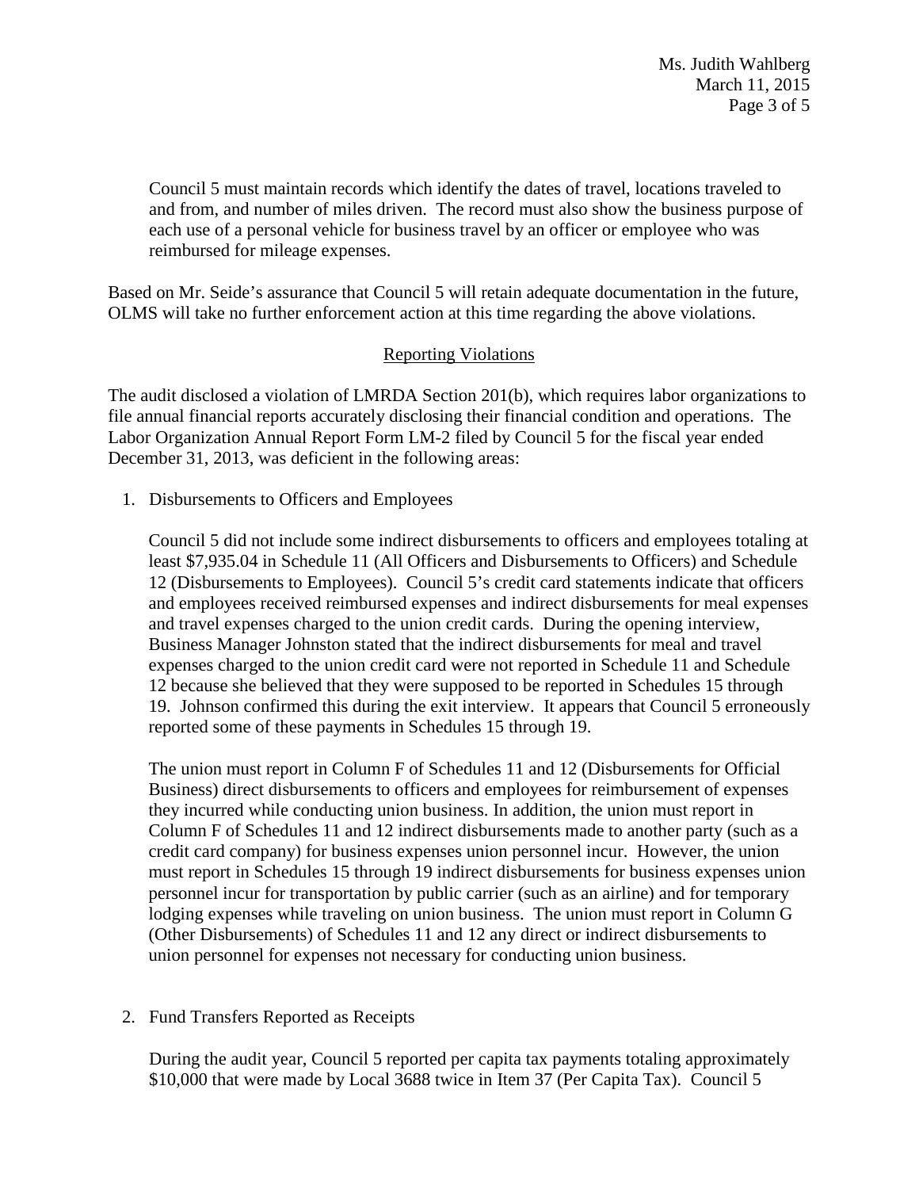Council 5 must maintain records which identify the dates of travel, locations traveled to and from, and number of miles driven. The record must also show the business purpose of each use of a personal vehicle for business travel by an officer or employee who was reimbursed for mileage expenses.

Based on Mr. Seide's assurance that Council 5 will retain adequate documentation in the future, OLMS will take no further enforcement action at this time regarding the above violations.

## Reporting Violations

The audit disclosed a violation of LMRDA Section 201(b), which requires labor organizations to file annual financial reports accurately disclosing their financial condition and operations. The Labor Organization Annual Report Form LM-2 filed by Council 5 for the fiscal year ended December 31, 2013, was deficient in the following areas:

1. Disbursements to Officers and Employees

   Council 5 did not include some indirect disbursements to officers and employees totaling at least $7,935.04 in Schedule 11 (All Officers and Disbursements to Officers) and Schedule 12 (Disbursements to Employees). Council 5's credit card statements indicate that officers and employees received reimbursed expenses and indirect disbursements for meal expenses and travel expenses charged to the union credit cards. During the opening interview, Business Manager Johnston stated that the indirect disbursements for meal and travel expenses charged to the union credit card were not reported in Schedule 11 and Schedule 12 because she believed that they were supposed to be reported in Schedules 15 through 19. Johnson confirmed this during the exit interview. It appears that Council 5 erroneously reported some of these payments in Schedules 15 through 19.

   The union must report in Column F of Schedules 11 and 12 (Disbursements for Official Business) direct disbursements to officers and employees for reimbursement of expenses they incurred while conducting union business. In addition, the union must report in Column F of Schedules 11 and 12 indirect disbursements made to another party (such as a credit card company) for business expenses union personnel incur. However, the union must report in Schedules 15 through 19 indirect disbursements for business expenses union personnel incur for transportation by public carrier (such as an airline) and for temporary lodging expenses while traveling on union business. The union must report in Column G (Other Disbursements) of Schedules 11 and 12 any direct or indirect disbursements to union personnel for expenses not necessary for conducting union business.

2. Fund Transfers Reported as Receipts

   During the audit year, Council 5 reported per capita tax payments totaling approximately $10,000 that were made by Local 3688 twice in Item 37 (Per Capita Tax). Council 5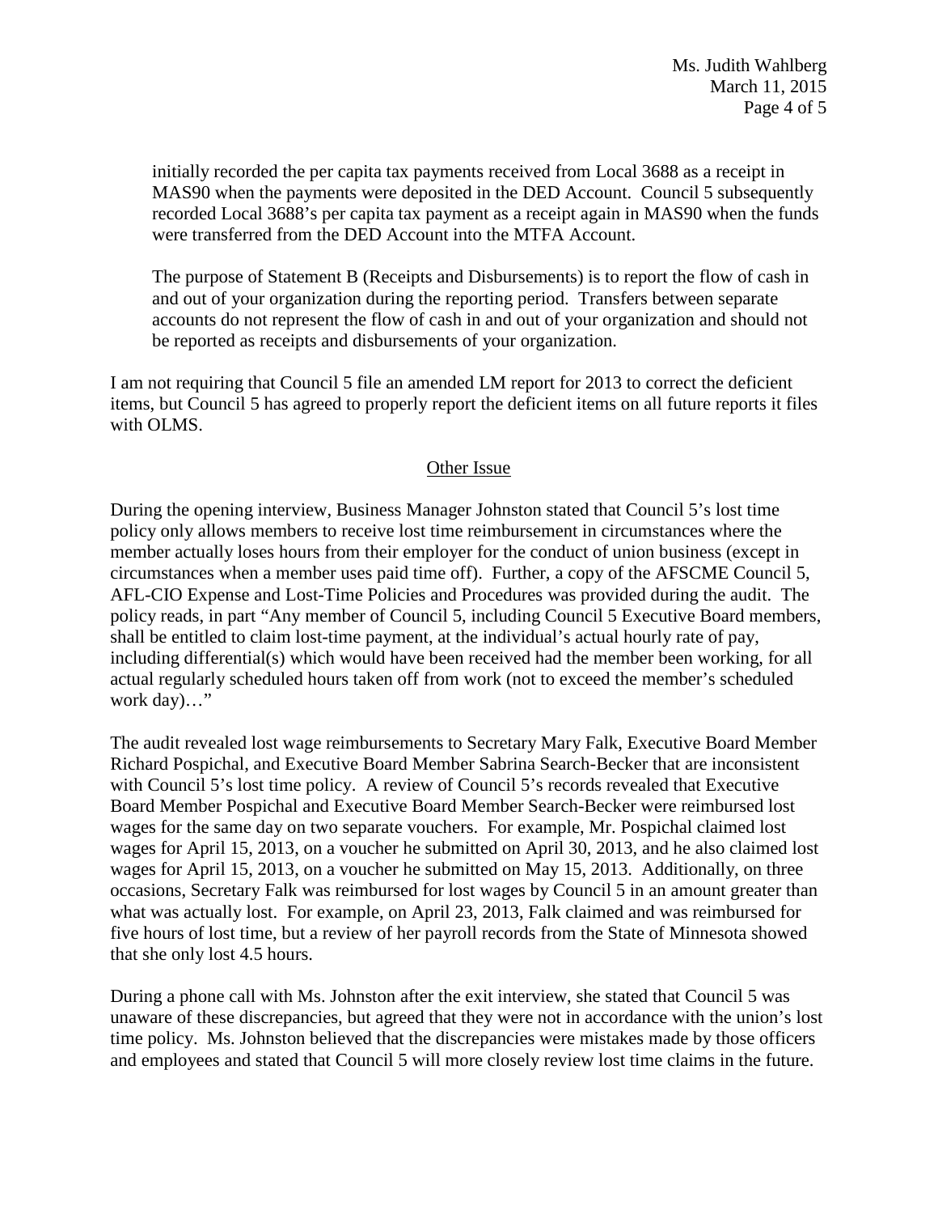initially recorded the per capita tax payments received from Local 3688 as a receipt in MAS90 when the payments were deposited in the DED Account. Council 5 subsequently recorded Local 3688's per capita tax payment as a receipt again in MAS90 when the funds were transferred from the DED Account into the MTFA Account.

The purpose of Statement B (Receipts and Disbursements) is to report the flow of cash in and out of your organization during the reporting period. Transfers between separate accounts do not represent the flow of cash in and out of your organization and should not be reported as receipts and disbursements of your organization.

I am not requiring that Council 5 file an amended LM report for 2013 to correct the deficient items, but Council 5 has agreed to properly report the deficient items on all future reports it files with OLMS.

## Other Issue

During the opening interview, Business Manager Johnston stated that Council 5's lost time policy only allows members to receive lost time reimbursement in circumstances where the member actually loses hours from their employer for the conduct of union business (except in circumstances when a member uses paid time off). Further, a copy of the AFSCME Council 5, AFL-CIO Expense and Lost-Time Policies and Procedures was provided during the audit. The policy reads, in part "Any member of Council 5, including Council 5 Executive Board members, shall be entitled to claim lost-time payment, at the individual's actual hourly rate of pay, including differential(s) which would have been received had the member been working, for all actual regularly scheduled hours taken off from work (not to exceed the member's scheduled work day)…"

The audit revealed lost wage reimbursements to Secretary Mary Falk, Executive Board Member Richard Pospichal, and Executive Board Member Sabrina Search-Becker that are inconsistent with Council 5's lost time policy. A review of Council 5's records revealed that Executive Board Member Pospichal and Executive Board Member Search-Becker were reimbursed lost wages for the same day on two separate vouchers. For example, Mr. Pospichal claimed lost wages for April 15, 2013, on a voucher he submitted on April 30, 2013, and he also claimed lost wages for April 15, 2013, on a voucher he submitted on May 15, 2013. Additionally, on three occasions, Secretary Falk was reimbursed for lost wages by Council 5 in an amount greater than what was actually lost. For example, on April 23, 2013, Falk claimed and was reimbursed for five hours of lost time, but a review of her payroll records from the State of Minnesota showed that she only lost 4.5 hours.

During a phone call with Ms. Johnston after the exit interview, she stated that Council 5 was unaware of these discrepancies, but agreed that they were not in accordance with the union's lost time policy. Ms. Johnston believed that the discrepancies were mistakes made by those officers and employees and stated that Council 5 will more closely review lost time claims in the future.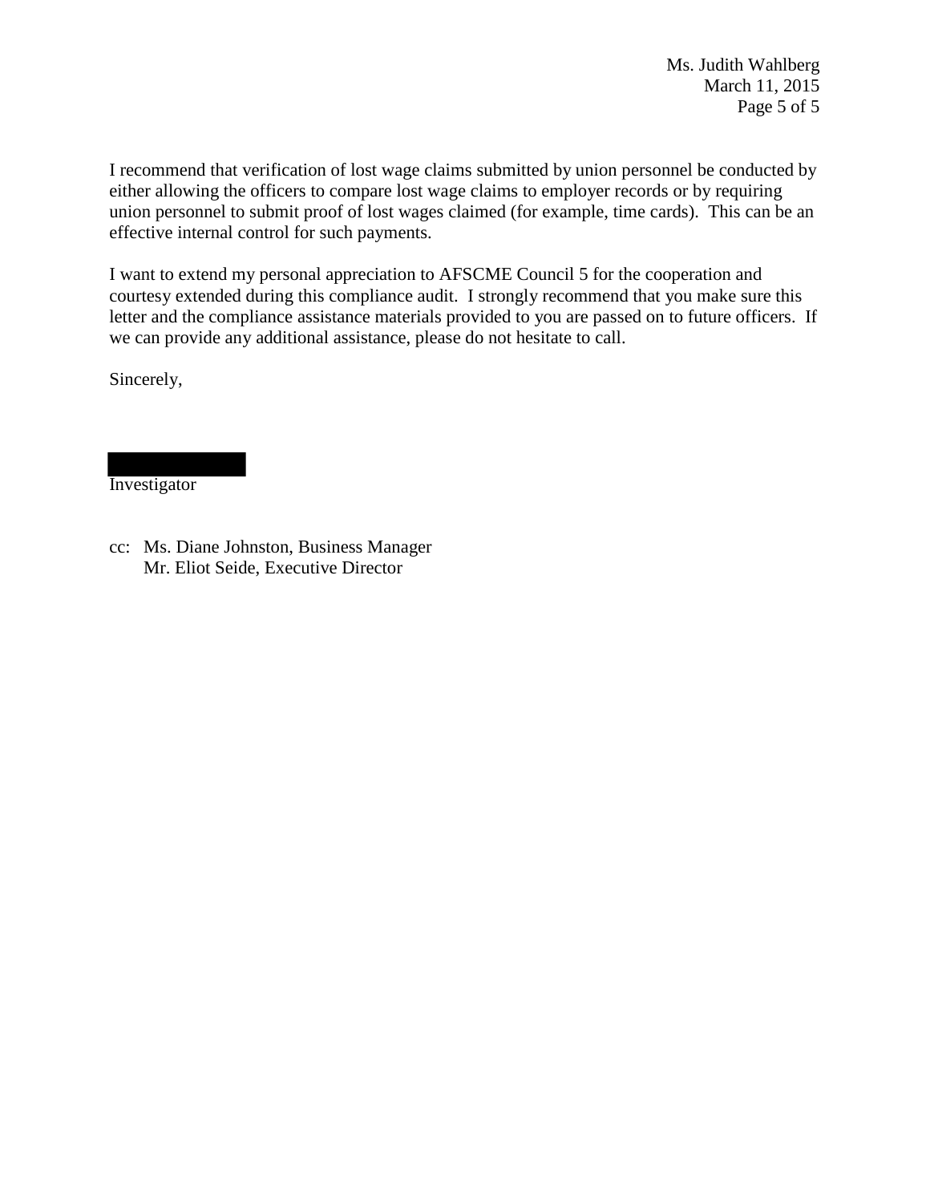I recommend that verification of lost wage claims submitted by union personnel be conducted by either allowing the officers to compare lost wage claims to employer records or by requiring union personnel to submit proof of lost wages claimed (for example, time cards). This can be an effective internal control for such payments.

I want to extend my personal appreciation to AFSCME Council 5 for the cooperation and courtesy extended during this compliance audit. I strongly recommend that you make sure this letter and the compliance assistance materials provided to you are passed on to future officers. If we can provide any additional assistance, please do not hesitate to call.

Sincerely,

Investigator

cc: Ms. Diane Johnston, Business Manager
Mr. Eliot Seide, Executive Director